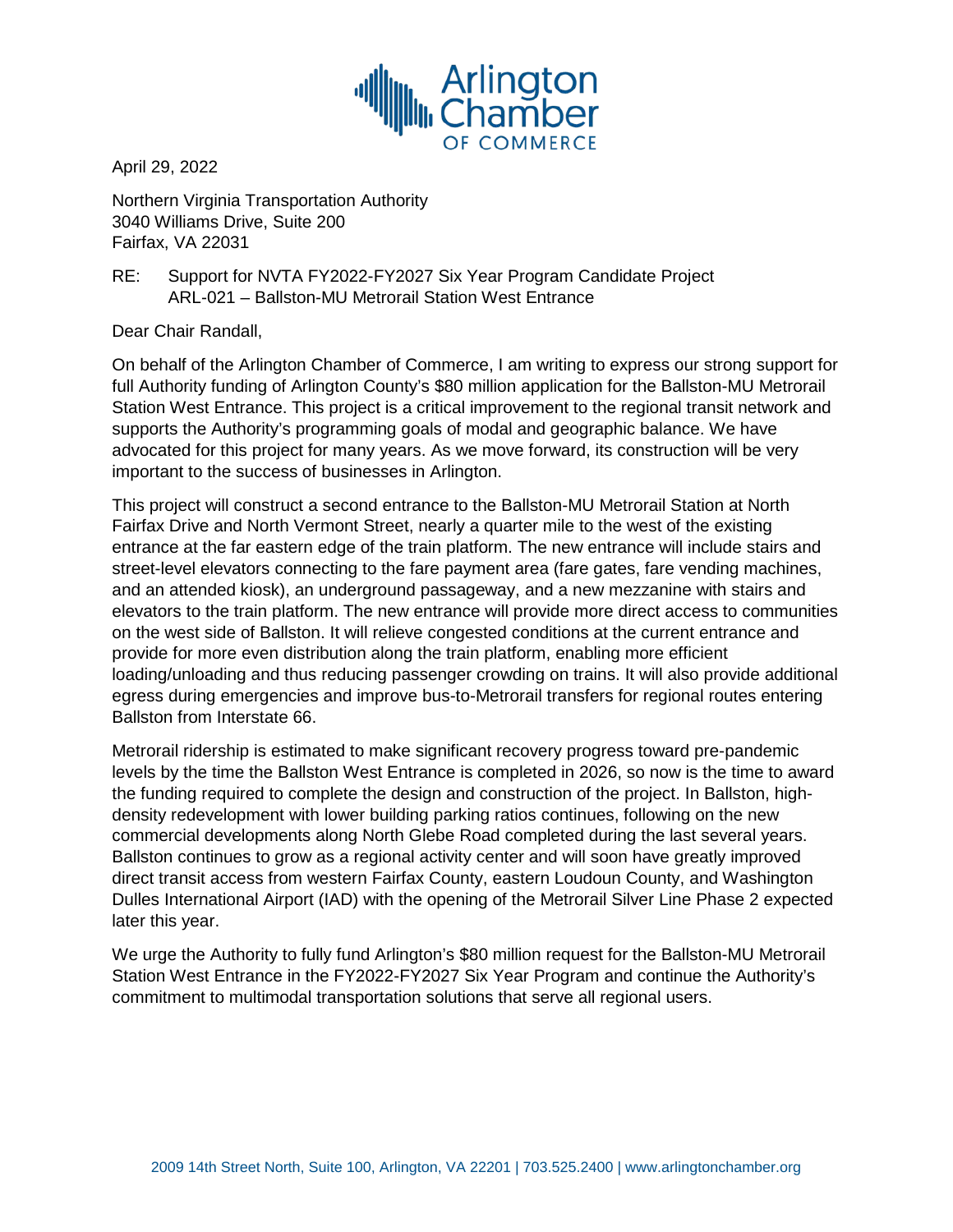Arlington Chamber OF COMMERCE

April 29, 2022

Northern Virginia Transportation Authority
3040 Williams Drive, Suite 200
Fairfax, VA 22031

RE: Support for NVTA FY2022-FY2027 Six Year Program Candidate Project
ARL-021 – Ballston-MU Metrorail Station West Entrance

Dear Chair Randall,

On behalf of the Arlington Chamber of Commerce, I am writing to express our strong support for full Authority funding of Arlington County's $80 million application for the Ballston-MU Metrorail Station West Entrance. This project is a critical improvement to the regional transit network and supports the Authority's programming goals of modal and geographic balance. We have advocated for this project for many years. As we move forward, its construction will be very important to the success of businesses in Arlington.

This project will construct a second entrance to the Ballston-MU Metrorail Station at North Fairfax Drive and North Vermont Street, nearly a quarter mile to the west of the existing entrance at the far eastern edge of the train platform. The new entrance will include stairs and street-level elevators connecting to the fare payment area (fare gates, fare vending machines, and an attended kiosk), an underground passageway, and a new mezzanine with stairs and elevators to the train platform. The new entrance will provide more direct access to communities on the west side of Ballston. It will relieve congested conditions at the current entrance and provide for more even distribution along the train platform, enabling more efficient loading/unloading and thus reducing passenger crowding on trains. It will also provide additional egress during emergencies and improve bus-to-Metrorail transfers for regional routes entering Ballston from Interstate 66.

Metrorail ridership is estimated to make significant recovery progress toward pre-pandemic levels by the time the Ballston West Entrance is completed in 2026, so now is the time to award the funding required to complete the design and construction of the project. In Ballston, high-density redevelopment with lower building parking ratios continues, following on the new commercial developments along North Glebe Road completed during the last several years. Ballston continues to grow as a regional activity center and will soon have greatly improved direct transit access from western Fairfax County, eastern Loudoun County, and Washington Dulles International Airport (IAD) with the opening of the Metrorail Silver Line Phase 2 expected later this year.

We urge the Authority to fully fund Arlington's $80 million request for the Ballston-MU Metrorail Station West Entrance in the FY2022-FY2027 Six Year Program and continue the Authority's commitment to multimodal transportation solutions that serve all regional users.

2009 14th Street North, Suite 100, Arlington, VA 22201 | 703.525.2400 | www.arlingtonchamber.org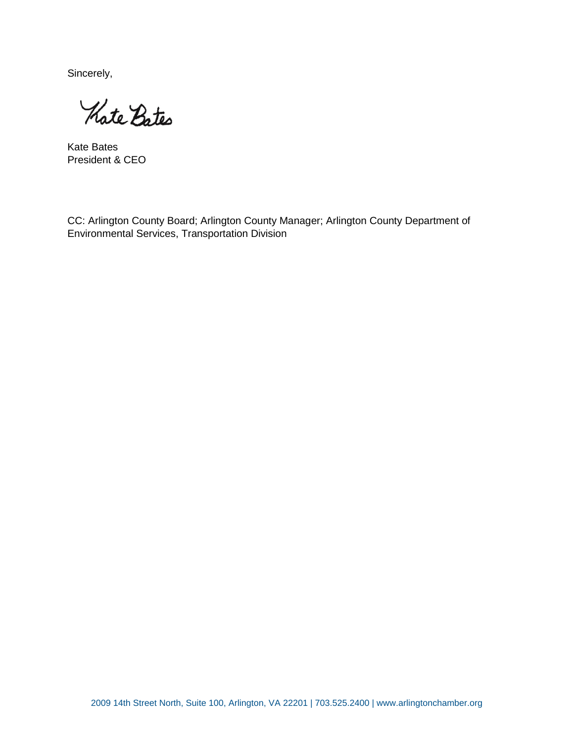Sincerely,

Kate Bates

Kate Bates
President & CEO

CC: Arlington County Board; Arlington County Manager; Arlington County Department of Environmental Services, Transportation Division